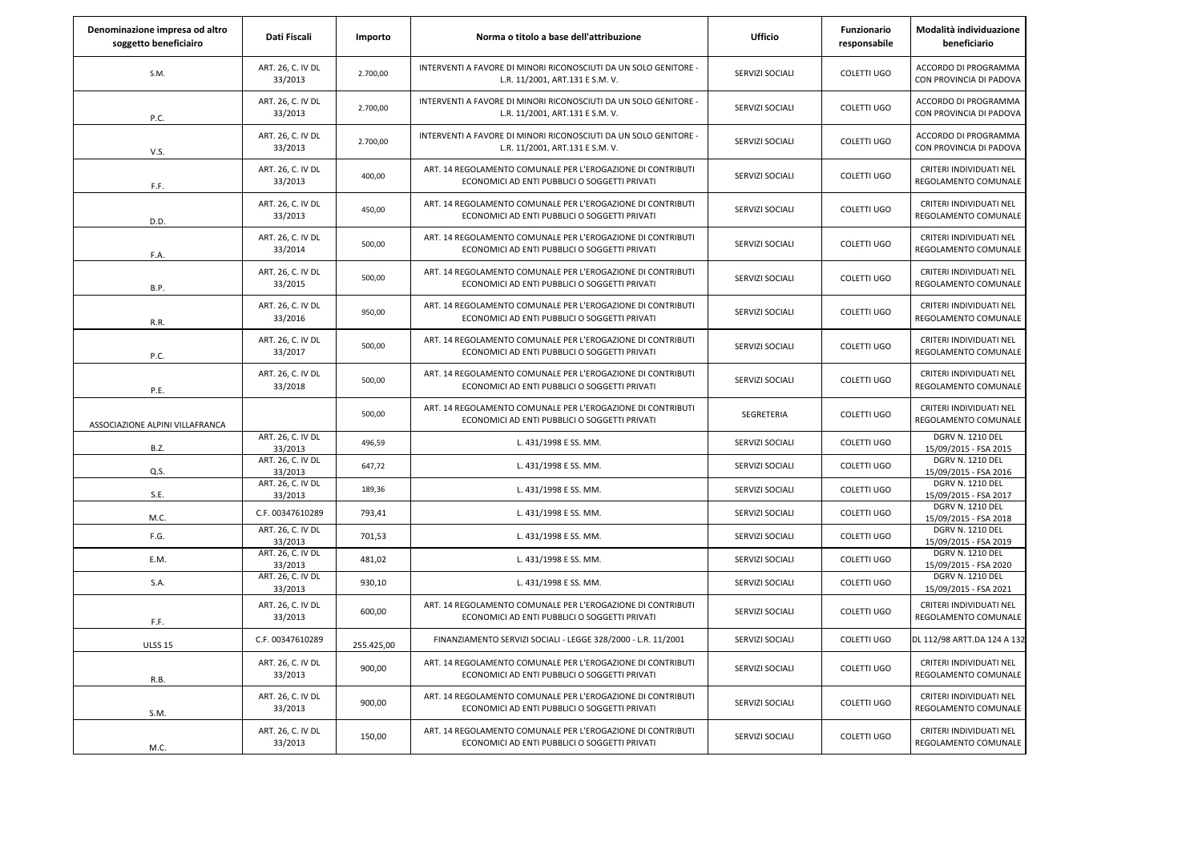| Denominazione impresa od altro soggetto beneficiairo | Dati Fiscali | Importo | Norma o titolo a base dell'attribuzione | Ufficio | Funzionario responsabile | Modalità individuazione beneficiario |
|---|---|---|---|---|---|---|
| S.M. | ART. 26, C. IV DL 33/2013 | 2.700,00 | INTERVENTI A FAVORE DI MINORI RICONOSCIUTI DA UN SOLO GENITORE - L.R. 11/2001, ART.131 E S.M. V. | SERVIZI SOCIALI | COLETTI UGO | ACCORDO DI PROGRAMMA CON PROVINCIA DI PADOVA |
| P.C. | ART. 26, C. IV DL 33/2013 | 2.700,00 | INTERVENTI A FAVORE DI MINORI RICONOSCIUTI DA UN SOLO GENITORE - L.R. 11/2001, ART.131 E S.M. V. | SERVIZI SOCIALI | COLETTI UGO | ACCORDO DI PROGRAMMA CON PROVINCIA DI PADOVA |
| V.S. | ART. 26, C. IV DL 33/2013 | 2.700,00 | INTERVENTI A FAVORE DI MINORI RICONOSCIUTI DA UN SOLO GENITORE - L.R. 11/2001, ART.131 E S.M. V. | SERVIZI SOCIALI | COLETTI UGO | ACCORDO DI PROGRAMMA CON PROVINCIA DI PADOVA |
| F.F. | ART. 26, C. IV DL 33/2013 | 400,00 | ART. 14 REGOLAMENTO COMUNALE PER L'EROGAZIONE DI CONTRIBUTI ECONOMICI AD ENTI PUBBLICI O SOGGETTI PRIVATI | SERVIZI SOCIALI | COLETTI UGO | CRITERI INDIVIDUATI NEL REGOLAMENTO COMUNALE |
| D.D. | ART. 26, C. IV DL 33/2013 | 450,00 | ART. 14 REGOLAMENTO COMUNALE PER L'EROGAZIONE DI CONTRIBUTI ECONOMICI AD ENTI PUBBLICI O SOGGETTI PRIVATI | SERVIZI SOCIALI | COLETTI UGO | CRITERI INDIVIDUATI NEL REGOLAMENTO COMUNALE |
| F.A. | ART. 26, C. IV DL 33/2014 | 500,00 | ART. 14 REGOLAMENTO COMUNALE PER L'EROGAZIONE DI CONTRIBUTI ECONOMICI AD ENTI PUBBLICI O SOGGETTI PRIVATI | SERVIZI SOCIALI | COLETTI UGO | CRITERI INDIVIDUATI NEL REGOLAMENTO COMUNALE |
| B.P. | ART. 26, C. IV DL 33/2015 | 500,00 | ART. 14 REGOLAMENTO COMUNALE PER L'EROGAZIONE DI CONTRIBUTI ECONOMICI AD ENTI PUBBLICI O SOGGETTI PRIVATI | SERVIZI SOCIALI | COLETTI UGO | CRITERI INDIVIDUATI NEL REGOLAMENTO COMUNALE |
| R.R. | ART. 26, C. IV DL 33/2016 | 950,00 | ART. 14 REGOLAMENTO COMUNALE PER L'EROGAZIONE DI CONTRIBUTI ECONOMICI AD ENTI PUBBLICI O SOGGETTI PRIVATI | SERVIZI SOCIALI | COLETTI UGO | CRITERI INDIVIDUATI NEL REGOLAMENTO COMUNALE |
| P.C. | ART. 26, C. IV DL 33/2017 | 500,00 | ART. 14 REGOLAMENTO COMUNALE PER L'EROGAZIONE DI CONTRIBUTI ECONOMICI AD ENTI PUBBLICI O SOGGETTI PRIVATI | SERVIZI SOCIALI | COLETTI UGO | CRITERI INDIVIDUATI NEL REGOLAMENTO COMUNALE |
| P.E. | ART. 26, C. IV DL 33/2018 | 500,00 | ART. 14 REGOLAMENTO COMUNALE PER L'EROGAZIONE DI CONTRIBUTI ECONOMICI AD ENTI PUBBLICI O SOGGETTI PRIVATI | SERVIZI SOCIALI | COLETTI UGO | CRITERI INDIVIDUATI NEL REGOLAMENTO COMUNALE |
| ASSOCIAZIONE ALPINI VILLAFRANCA | | 500,00 | ART. 14 REGOLAMENTO COMUNALE PER L'EROGAZIONE DI CONTRIBUTI ECONOMICI AD ENTI PUBBLICI O SOGGETTI PRIVATI | SEGRETERIA | COLETTI UGO | CRITERI INDIVIDUATI NEL REGOLAMENTO COMUNALE |
| B.Z. | ART. 26, C. IV DL 33/2013 | 496,59 | L. 431/1998 E SS. MM. | SERVIZI SOCIALI | COLETTI UGO | DGRV N. 1210 DEL 15/09/2015 - FSA 2015 |
| Q.S. | ART. 26, C. IV DL 33/2013 | 647,72 | L. 431/1998 E SS. MM. | SERVIZI SOCIALI | COLETTI UGO | DGRV N. 1210 DEL 15/09/2015 - FSA 2016 |
| S.E. | ART. 26, C. IV DL 33/2013 | 189,36 | L. 431/1998 E SS. MM. | SERVIZI SOCIALI | COLETTI UGO | DGRV N. 1210 DEL 15/09/2015 - FSA 2017 |
| M.C. | C.F. 00347610289 | 793,41 | L. 431/1998 E SS. MM. | SERVIZI SOCIALI | COLETTI UGO | DGRV N. 1210 DEL 15/09/2015 - FSA 2018 |
| F.G. | ART. 26, C. IV DL 33/2013 | 701,53 | L. 431/1998 E SS. MM. | SERVIZI SOCIALI | COLETTI UGO | DGRV N. 1210 DEL 15/09/2015 - FSA 2019 |
| E.M. | ART. 26, C. IV DL 33/2013 | 481,02 | L. 431/1998 E SS. MM. | SERVIZI SOCIALI | COLETTI UGO | DGRV N. 1210 DEL 15/09/2015 - FSA 2020 |
| S.A. | ART. 26, C. IV DL 33/2013 | 930,10 | L. 431/1998 E SS. MM. | SERVIZI SOCIALI | COLETTI UGO | DGRV N. 1210 DEL 15/09/2015 - FSA 2021 |
| F.F. | ART. 26, C. IV DL 33/2013 | 600,00 | ART. 14 REGOLAMENTO COMUNALE PER L'EROGAZIONE DI CONTRIBUTI ECONOMICI AD ENTI PUBBLICI O SOGGETTI PRIVATI | SERVIZI SOCIALI | COLETTI UGO | CRITERI INDIVIDUATI NEL REGOLAMENTO COMUNALE |
| ULSS 15 | C.F. 00347610289 | 255.425,00 | FINANZIAMENTO SERVIZI SOCIALI - LEGGE 328/2000 - L.R. 11/2001 | SERVIZI SOCIALI | COLETTI UGO | DL 112/98 ARTT.DA 124 A 132 |
| R.B. | ART. 26, C. IV DL 33/2013 | 900,00 | ART. 14 REGOLAMENTO COMUNALE PER L'EROGAZIONE DI CONTRIBUTI ECONOMICI AD ENTI PUBBLICI O SOGGETTI PRIVATI | SERVIZI SOCIALI | COLETTI UGO | CRITERI INDIVIDUATI NEL REGOLAMENTO COMUNALE |
| S.M. | ART. 26, C. IV DL 33/2013 | 900,00 | ART. 14 REGOLAMENTO COMUNALE PER L'EROGAZIONE DI CONTRIBUTI ECONOMICI AD ENTI PUBBLICI O SOGGETTI PRIVATI | SERVIZI SOCIALI | COLETTI UGO | CRITERI INDIVIDUATI NEL REGOLAMENTO COMUNALE |
| M.C. | ART. 26, C. IV DL 33/2013 | 150,00 | ART. 14 REGOLAMENTO COMUNALE PER L'EROGAZIONE DI CONTRIBUTI ECONOMICI AD ENTI PUBBLICI O SOGGETTI PRIVATI | SERVIZI SOCIALI | COLETTI UGO | CRITERI INDIVIDUATI NEL REGOLAMENTO COMUNALE |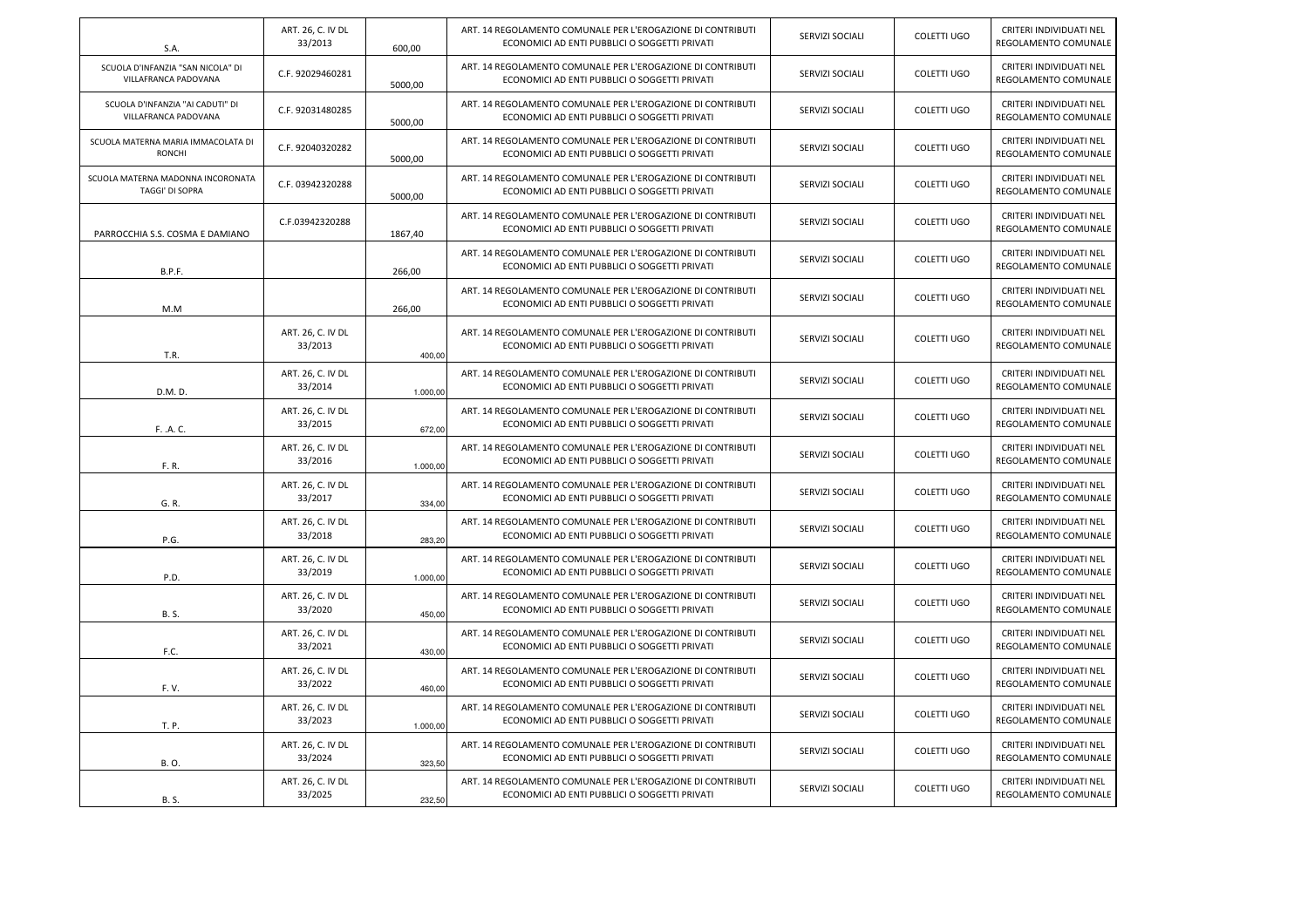| | | | | | | |
|---|---|---|---|---|---|---|
| S.A. | ART. 26, C. IV DL 33/2013 | 600,00 | ART. 14 REGOLAMENTO COMUNALE PER L'EROGAZIONE DI CONTRIBUTI ECONOMICI AD ENTI PUBBLICI O SOGGETTI PRIVATI | SERVIZI SOCIALI | COLETTI UGO | CRITERI INDIVIDUATI NEL REGOLAMENTO COMUNALE |
| SCUOLA D'INFANZIA "SAN NICOLA" DI VILLAFRANCA PADOVANA | C.F. 92029460281 | 5000,00 | ART. 14 REGOLAMENTO COMUNALE PER L'EROGAZIONE DI CONTRIBUTI ECONOMICI AD ENTI PUBBLICI O SOGGETTI PRIVATI | SERVIZI SOCIALI | COLETTI UGO | CRITERI INDIVIDUATI NEL REGOLAMENTO COMUNALE |
| SCUOLA D'INFANZIA "AI CADUTI" DI VILLAFRANCA PADOVANA | C.F. 92031480285 | 5000,00 | ART. 14 REGOLAMENTO COMUNALE PER L'EROGAZIONE DI CONTRIBUTI ECONOMICI AD ENTI PUBBLICI O SOGGETTI PRIVATI | SERVIZI SOCIALI | COLETTI UGO | CRITERI INDIVIDUATI NEL REGOLAMENTO COMUNALE |
| SCUOLA MATERNA MARIA IMMACOLATA DI RONCHI | C.F. 92040320282 | 5000,00 | ART. 14 REGOLAMENTO COMUNALE PER L'EROGAZIONE DI CONTRIBUTI ECONOMICI AD ENTI PUBBLICI O SOGGETTI PRIVATI | SERVIZI SOCIALI | COLETTI UGO | CRITERI INDIVIDUATI NEL REGOLAMENTO COMUNALE |
| SCUOLA MATERNA MADONNA INCORONATA TAGGI' DI SOPRA | C.F. 03942320288 | 5000,00 | ART. 14 REGOLAMENTO COMUNALE PER L'EROGAZIONE DI CONTRIBUTI ECONOMICI AD ENTI PUBBLICI O SOGGETTI PRIVATI | SERVIZI SOCIALI | COLETTI UGO | CRITERI INDIVIDUATI NEL REGOLAMENTO COMUNALE |
| PARROCCHIA S.S. COSMA E DAMIANO | C.F.03942320288 | 1867,40 | ART. 14 REGOLAMENTO COMUNALE PER L'EROGAZIONE DI CONTRIBUTI ECONOMICI AD ENTI PUBBLICI O SOGGETTI PRIVATI | SERVIZI SOCIALI | COLETTI UGO | CRITERI INDIVIDUATI NEL REGOLAMENTO COMUNALE |
| B.P.F. | | 266,00 | ART. 14 REGOLAMENTO COMUNALE PER L'EROGAZIONE DI CONTRIBUTI ECONOMICI AD ENTI PUBBLICI O SOGGETTI PRIVATI | SERVIZI SOCIALI | COLETTI UGO | CRITERI INDIVIDUATI NEL REGOLAMENTO COMUNALE |
| M.M | | 266,00 | ART. 14 REGOLAMENTO COMUNALE PER L'EROGAZIONE DI CONTRIBUTI ECONOMICI AD ENTI PUBBLICI O SOGGETTI PRIVATI | SERVIZI SOCIALI | COLETTI UGO | CRITERI INDIVIDUATI NEL REGOLAMENTO COMUNALE |
| T.R. | ART. 26, C. IV DL 33/2013 | 400,00 | ART. 14 REGOLAMENTO COMUNALE PER L'EROGAZIONE DI CONTRIBUTI ECONOMICI AD ENTI PUBBLICI O SOGGETTI PRIVATI | SERVIZI SOCIALI | COLETTI UGO | CRITERI INDIVIDUATI NEL REGOLAMENTO COMUNALE |
| D.M. D. | ART. 26, C. IV DL 33/2014 | 1.000,00 | ART. 14 REGOLAMENTO COMUNALE PER L'EROGAZIONE DI CONTRIBUTI ECONOMICI AD ENTI PUBBLICI O SOGGETTI PRIVATI | SERVIZI SOCIALI | COLETTI UGO | CRITERI INDIVIDUATI NEL REGOLAMENTO COMUNALE |
| F. .A. C. | ART. 26, C. IV DL 33/2015 | 672,00 | ART. 14 REGOLAMENTO COMUNALE PER L'EROGAZIONE DI CONTRIBUTI ECONOMICI AD ENTI PUBBLICI O SOGGETTI PRIVATI | SERVIZI SOCIALI | COLETTI UGO | CRITERI INDIVIDUATI NEL REGOLAMENTO COMUNALE |
| F. R. | ART. 26, C. IV DL 33/2016 | 1.000,00 | ART. 14 REGOLAMENTO COMUNALE PER L'EROGAZIONE DI CONTRIBUTI ECONOMICI AD ENTI PUBBLICI O SOGGETTI PRIVATI | SERVIZI SOCIALI | COLETTI UGO | CRITERI INDIVIDUATI NEL REGOLAMENTO COMUNALE |
| G. R. | ART. 26, C. IV DL 33/2017 | 334,00 | ART. 14 REGOLAMENTO COMUNALE PER L'EROGAZIONE DI CONTRIBUTI ECONOMICI AD ENTI PUBBLICI O SOGGETTI PRIVATI | SERVIZI SOCIALI | COLETTI UGO | CRITERI INDIVIDUATI NEL REGOLAMENTO COMUNALE |
| P.G. | ART. 26, C. IV DL 33/2018 | 283,20 | ART. 14 REGOLAMENTO COMUNALE PER L'EROGAZIONE DI CONTRIBUTI ECONOMICI AD ENTI PUBBLICI O SOGGETTI PRIVATI | SERVIZI SOCIALI | COLETTI UGO | CRITERI INDIVIDUATI NEL REGOLAMENTO COMUNALE |
| P.D. | ART. 26, C. IV DL 33/2019 | 1.000,00 | ART. 14 REGOLAMENTO COMUNALE PER L'EROGAZIONE DI CONTRIBUTI ECONOMICI AD ENTI PUBBLICI O SOGGETTI PRIVATI | SERVIZI SOCIALI | COLETTI UGO | CRITERI INDIVIDUATI NEL REGOLAMENTO COMUNALE |
| B. S. | ART. 26, C. IV DL 33/2020 | 450,00 | ART. 14 REGOLAMENTO COMUNALE PER L'EROGAZIONE DI CONTRIBUTI ECONOMICI AD ENTI PUBBLICI O SOGGETTI PRIVATI | SERVIZI SOCIALI | COLETTI UGO | CRITERI INDIVIDUATI NEL REGOLAMENTO COMUNALE |
| F.C. | ART. 26, C. IV DL 33/2021 | 430,00 | ART. 14 REGOLAMENTO COMUNALE PER L'EROGAZIONE DI CONTRIBUTI ECONOMICI AD ENTI PUBBLICI O SOGGETTI PRIVATI | SERVIZI SOCIALI | COLETTI UGO | CRITERI INDIVIDUATI NEL REGOLAMENTO COMUNALE |
| F. V. | ART. 26, C. IV DL 33/2022 | 460,00 | ART. 14 REGOLAMENTO COMUNALE PER L'EROGAZIONE DI CONTRIBUTI ECONOMICI AD ENTI PUBBLICI O SOGGETTI PRIVATI | SERVIZI SOCIALI | COLETTI UGO | CRITERI INDIVIDUATI NEL REGOLAMENTO COMUNALE |
| T. P. | ART. 26, C. IV DL 33/2023 | 1.000,00 | ART. 14 REGOLAMENTO COMUNALE PER L'EROGAZIONE DI CONTRIBUTI ECONOMICI AD ENTI PUBBLICI O SOGGETTI PRIVATI | SERVIZI SOCIALI | COLETTI UGO | CRITERI INDIVIDUATI NEL REGOLAMENTO COMUNALE |
| B. O. | ART. 26, C. IV DL 33/2024 | 323,50 | ART. 14 REGOLAMENTO COMUNALE PER L'EROGAZIONE DI CONTRIBUTI ECONOMICI AD ENTI PUBBLICI O SOGGETTI PRIVATI | SERVIZI SOCIALI | COLETTI UGO | CRITERI INDIVIDUATI NEL REGOLAMENTO COMUNALE |
| B. S. | ART. 26, C. IV DL 33/2025 | 232,50 | ART. 14 REGOLAMENTO COMUNALE PER L'EROGAZIONE DI CONTRIBUTI ECONOMICI AD ENTI PUBBLICI O SOGGETTI PRIVATI | SERVIZI SOCIALI | COLETTI UGO | CRITERI INDIVIDUATI NEL REGOLAMENTO COMUNALE |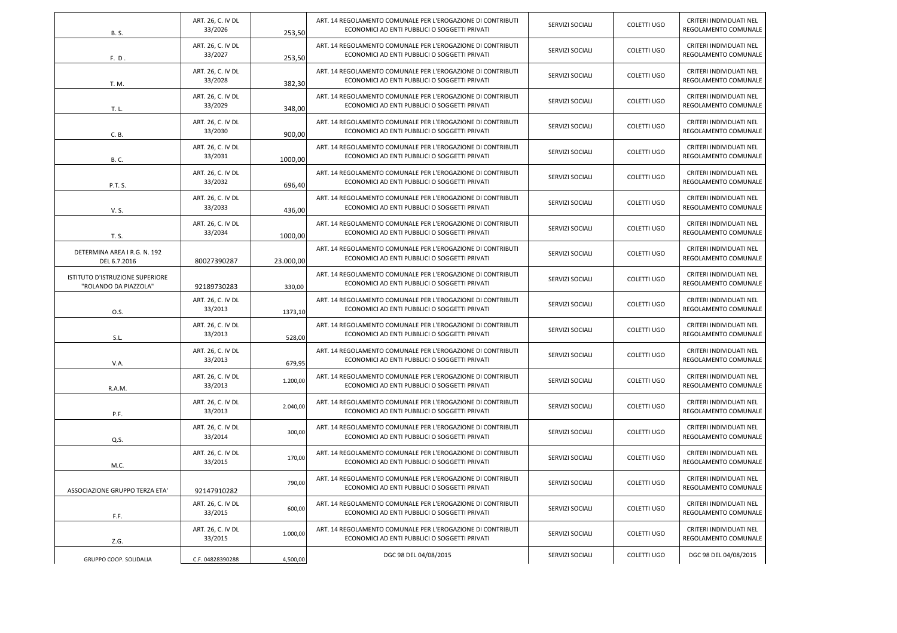| | | | | | | |
|---|---|---|---|---|---|---|
| B. S. | ART. 26, C. IV DL 33/2026 | 253,50 | ART. 14 REGOLAMENTO COMUNALE PER L'EROGAZIONE DI CONTRIBUTI ECONOMICI AD ENTI PUBBLICI O SOGGETTI PRIVATI | SERVIZI SOCIALI | COLETTI UGO | CRITERI INDIVIDUATI NEL REGOLAMENTO COMUNALE |
| F. D . | ART. 26, C. IV DL 33/2027 | 253,50 | ART. 14 REGOLAMENTO COMUNALE PER L'EROGAZIONE DI CONTRIBUTI ECONOMICI AD ENTI PUBBLICI O SOGGETTI PRIVATI | SERVIZI SOCIALI | COLETTI UGO | CRITERI INDIVIDUATI NEL REGOLAMENTO COMUNALE |
| T. M. | ART. 26, C. IV DL 33/2028 | 382,30 | ART. 14 REGOLAMENTO COMUNALE PER L'EROGAZIONE DI CONTRIBUTI ECONOMICI AD ENTI PUBBLICI O SOGGETTI PRIVATI | SERVIZI SOCIALI | COLETTI UGO | CRITERI INDIVIDUATI NEL REGOLAMENTO COMUNALE |
| T. L. | ART. 26, C. IV DL 33/2029 | 348,00 | ART. 14 REGOLAMENTO COMUNALE PER L'EROGAZIONE DI CONTRIBUTI ECONOMICI AD ENTI PUBBLICI O SOGGETTI PRIVATI | SERVIZI SOCIALI | COLETTI UGO | CRITERI INDIVIDUATI NEL REGOLAMENTO COMUNALE |
| C. B. | ART. 26, C. IV DL 33/2030 | 900,00 | ART. 14 REGOLAMENTO COMUNALE PER L'EROGAZIONE DI CONTRIBUTI ECONOMICI AD ENTI PUBBLICI O SOGGETTI PRIVATI | SERVIZI SOCIALI | COLETTI UGO | CRITERI INDIVIDUATI NEL REGOLAMENTO COMUNALE |
| B. C. | ART. 26, C. IV DL 33/2031 | 1000,00 | ART. 14 REGOLAMENTO COMUNALE PER L'EROGAZIONE DI CONTRIBUTI ECONOMICI AD ENTI PUBBLICI O SOGGETTI PRIVATI | SERVIZI SOCIALI | COLETTI UGO | CRITERI INDIVIDUATI NEL REGOLAMENTO COMUNALE |
| P.T. S. | ART. 26, C. IV DL 33/2032 | 696,40 | ART. 14 REGOLAMENTO COMUNALE PER L'EROGAZIONE DI CONTRIBUTI ECONOMICI AD ENTI PUBBLICI O SOGGETTI PRIVATI | SERVIZI SOCIALI | COLETTI UGO | CRITERI INDIVIDUATI NEL REGOLAMENTO COMUNALE |
| V. S. | ART. 26, C. IV DL 33/2033 | 436,00 | ART. 14 REGOLAMENTO COMUNALE PER L'EROGAZIONE DI CONTRIBUTI ECONOMICI AD ENTI PUBBLICI O SOGGETTI PRIVATI | SERVIZI SOCIALI | COLETTI UGO | CRITERI INDIVIDUATI NEL REGOLAMENTO COMUNALE |
| T. S. | ART. 26, C. IV DL 33/2034 | 1000,00 | ART. 14 REGOLAMENTO COMUNALE PER L'EROGAZIONE DI CONTRIBUTI ECONOMICI AD ENTI PUBBLICI O SOGGETTI PRIVATI | SERVIZI SOCIALI | COLETTI UGO | CRITERI INDIVIDUATI NEL REGOLAMENTO COMUNALE |
| DETERMINA AREA I R.G. N. 192 DEL 6.7.2016 | 80027390287 | 23.000,00 | ART. 14 REGOLAMENTO COMUNALE PER L'EROGAZIONE DI CONTRIBUTI ECONOMICI AD ENTI PUBBLICI O SOGGETTI PRIVATI | SERVIZI SOCIALI | COLETTI UGO | CRITERI INDIVIDUATI NEL REGOLAMENTO COMUNALE |
| ISTITUTO D'ISTRUZIONE SUPERIORE "ROLANDO DA PIAZZOLA" | 92189730283 | 330,00 | ART. 14 REGOLAMENTO COMUNALE PER L'EROGAZIONE DI CONTRIBUTI ECONOMICI AD ENTI PUBBLICI O SOGGETTI PRIVATI | SERVIZI SOCIALI | COLETTI UGO | CRITERI INDIVIDUATI NEL REGOLAMENTO COMUNALE |
| O.S. | ART. 26, C. IV DL 33/2013 | 1373,10 | ART. 14 REGOLAMENTO COMUNALE PER L'EROGAZIONE DI CONTRIBUTI ECONOMICI AD ENTI PUBBLICI O SOGGETTI PRIVATI | SERVIZI SOCIALI | COLETTI UGO | CRITERI INDIVIDUATI NEL REGOLAMENTO COMUNALE |
| S.L. | ART. 26, C. IV DL 33/2013 | 528,00 | ART. 14 REGOLAMENTO COMUNALE PER L'EROGAZIONE DI CONTRIBUTI ECONOMICI AD ENTI PUBBLICI O SOGGETTI PRIVATI | SERVIZI SOCIALI | COLETTI UGO | CRITERI INDIVIDUATI NEL REGOLAMENTO COMUNALE |
| V.A. | ART. 26, C. IV DL 33/2013 | 679,95 | ART. 14 REGOLAMENTO COMUNALE PER L'EROGAZIONE DI CONTRIBUTI ECONOMICI AD ENTI PUBBLICI O SOGGETTI PRIVATI | SERVIZI SOCIALI | COLETTI UGO | CRITERI INDIVIDUATI NEL REGOLAMENTO COMUNALE |
| R.A.M. | ART. 26, C. IV DL 33/2013 | 1.200,00 | ART. 14 REGOLAMENTO COMUNALE PER L'EROGAZIONE DI CONTRIBUTI ECONOMICI AD ENTI PUBBLICI O SOGGETTI PRIVATI | SERVIZI SOCIALI | COLETTI UGO | CRITERI INDIVIDUATI NEL REGOLAMENTO COMUNALE |
| P.F. | ART. 26, C. IV DL 33/2013 | 2.040,00 | ART. 14 REGOLAMENTO COMUNALE PER L'EROGAZIONE DI CONTRIBUTI ECONOMICI AD ENTI PUBBLICI O SOGGETTI PRIVATI | SERVIZI SOCIALI | COLETTI UGO | CRITERI INDIVIDUATI NEL REGOLAMENTO COMUNALE |
| Q.S. | ART. 26, C. IV DL 33/2014 | 300,00 | ART. 14 REGOLAMENTO COMUNALE PER L'EROGAZIONE DI CONTRIBUTI ECONOMICI AD ENTI PUBBLICI O SOGGETTI PRIVATI | SERVIZI SOCIALI | COLETTI UGO | CRITERI INDIVIDUATI NEL REGOLAMENTO COMUNALE |
| M.C. | ART. 26, C. IV DL 33/2015 | 170,00 | ART. 14 REGOLAMENTO COMUNALE PER L'EROGAZIONE DI CONTRIBUTI ECONOMICI AD ENTI PUBBLICI O SOGGETTI PRIVATI | SERVIZI SOCIALI | COLETTI UGO | CRITERI INDIVIDUATI NEL REGOLAMENTO COMUNALE |
| ASSOCIAZIONE GRUPPO TERZA ETA' | 92147910282 | 790,00 | ART. 14 REGOLAMENTO COMUNALE PER L'EROGAZIONE DI CONTRIBUTI ECONOMICI AD ENTI PUBBLICI O SOGGETTI PRIVATI | SERVIZI SOCIALI | COLETTI UGO | CRITERI INDIVIDUATI NEL REGOLAMENTO COMUNALE |
| F.F. | ART. 26, C. IV DL 33/2015 | 600,00 | ART. 14 REGOLAMENTO COMUNALE PER L'EROGAZIONE DI CONTRIBUTI ECONOMICI AD ENTI PUBBLICI O SOGGETTI PRIVATI | SERVIZI SOCIALI | COLETTI UGO | CRITERI INDIVIDUATI NEL REGOLAMENTO COMUNALE |
| Z.G. | ART. 26, C. IV DL 33/2015 | 1.000,00 | ART. 14 REGOLAMENTO COMUNALE PER L'EROGAZIONE DI CONTRIBUTI ECONOMICI AD ENTI PUBBLICI O SOGGETTI PRIVATI | SERVIZI SOCIALI | COLETTI UGO | CRITERI INDIVIDUATI NEL REGOLAMENTO COMUNALE |
| GRUPPO COOP. SOLIDALIA | C.F. 04828390288 | 4,500,00 | DGC 98 DEL 04/08/2015 | SERVIZI SOCIALI | COLETTI UGO | DGC 98 DEL 04/08/2015 |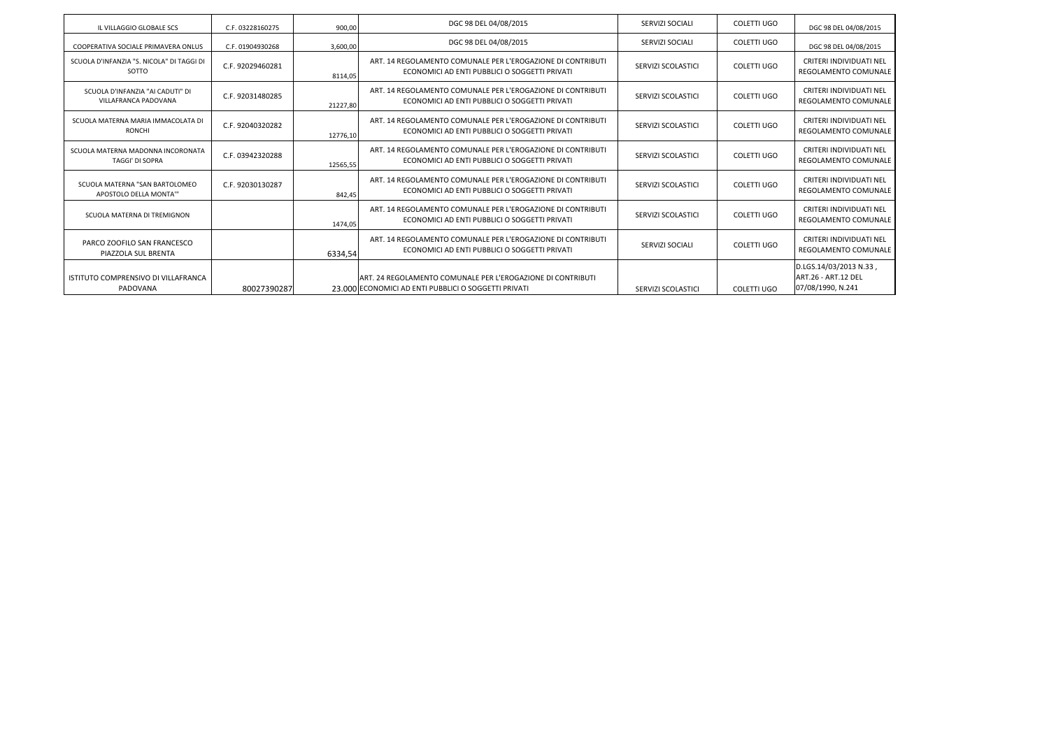| | | | | | | |
|---|---|---|---|---|---|---|
| IL VILLAGGIO GLOBALE SCS | C.F. 03228160275 | 900,00 | DGC 98 DEL 04/08/2015 | SERVIZI SOCIALI | COLETTI UGO | DGC 98 DEL 04/08/2015 |
| COOPERATIVA SOCIALE PRIMAVERA ONLUS | C.F. 01904930268 | 3,600,00 | DGC 98 DEL 04/08/2015 | SERVIZI SOCIALI | COLETTI UGO | DGC 98 DEL 04/08/2015 |
| SCUOLA D'INFANZIA "S. NICOLA" DI TAGGI DI SOTTO | C.F. 92029460281 | 8114,05 | ART. 14 REGOLAMENTO COMUNALE PER L'EROGAZIONE DI CONTRIBUTI ECONOMICI AD ENTI PUBBLICI O SOGGETTI PRIVATI | SERVIZI SCOLASTICI | COLETTI UGO | CRITERI INDIVIDUATI NEL REGOLAMENTO COMUNALE |
| SCUOLA D'INFANZIA "AI CADUTI" DI VILLAFRANCA PADOVANA | C.F. 92031480285 | 21227,80 | ART. 14 REGOLAMENTO COMUNALE PER L'EROGAZIONE DI CONTRIBUTI ECONOMICI AD ENTI PUBBLICI O SOGGETTI PRIVATI | SERVIZI SCOLASTICI | COLETTI UGO | CRITERI INDIVIDUATI NEL REGOLAMENTO COMUNALE |
| SCUOLA MATERNA MARIA IMMACOLATA DI RONCHI | C.F. 92040320282 | 12776,10 | ART. 14 REGOLAMENTO COMUNALE PER L'EROGAZIONE DI CONTRIBUTI ECONOMICI AD ENTI PUBBLICI O SOGGETTI PRIVATI | SERVIZI SCOLASTICI | COLETTI UGO | CRITERI INDIVIDUATI NEL REGOLAMENTO COMUNALE |
| SCUOLA MATERNA MADONNA INCORONATA TAGGI' DI SOPRA | C.F. 03942320288 | 12565,55 | ART. 14 REGOLAMENTO COMUNALE PER L'EROGAZIONE DI CONTRIBUTI ECONOMICI AD ENTI PUBBLICI O SOGGETTI PRIVATI | SERVIZI SCOLASTICI | COLETTI UGO | CRITERI INDIVIDUATI NEL REGOLAMENTO COMUNALE |
| SCUOLA MATERNA "SAN BARTOLOMEO APOSTOLO DELLA MONTA'" | C.F. 92030130287 | 842,45 | ART. 14 REGOLAMENTO COMUNALE PER L'EROGAZIONE DI CONTRIBUTI ECONOMICI AD ENTI PUBBLICI O SOGGETTI PRIVATI | SERVIZI SCOLASTICI | COLETTI UGO | CRITERI INDIVIDUATI NEL REGOLAMENTO COMUNALE |
| SCUOLA MATERNA DI TREMIGNON | | 1474,05 | ART. 14 REGOLAMENTO COMUNALE PER L'EROGAZIONE DI CONTRIBUTI ECONOMICI AD ENTI PUBBLICI O SOGGETTI PRIVATI | SERVIZI SCOLASTICI | COLETTI UGO | CRITERI INDIVIDUATI NEL REGOLAMENTO COMUNALE |
| PARCO ZOOFILO SAN FRANCESCO PIAZZOLA SUL BRENTA | | 6334,54 | ART. 14 REGOLAMENTO COMUNALE PER L'EROGAZIONE DI CONTRIBUTI ECONOMICI AD ENTI PUBBLICI O SOGGETTI PRIVATI | SERVIZI SOCIALI | COLETTI UGO | CRITERI INDIVIDUATI NEL REGOLAMENTO COMUNALE |
| ISTITUTO COMPRENSIVO DI VILLAFRANCA PADOVANA | 80027390287 | 23.000 | ART. 24 REGOLAMENTO COMUNALE PER L'EROGAZIONE DI CONTRIBUTI ECONOMICI AD ENTI PUBBLICI O SOGGETTI PRIVATI | SERVIZI SCOLASTICI | COLETTI UGO | D.LGS.14/03/2013 N.33 , ART.26 - ART.12 DEL 07/08/1990, N.241 |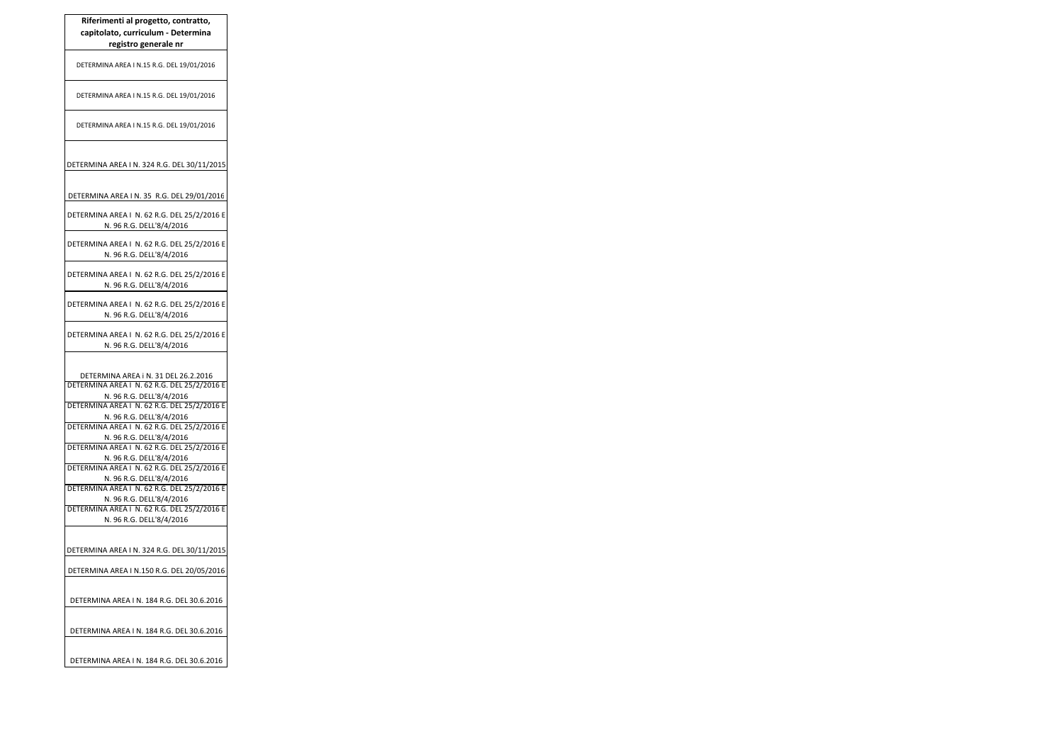| Riferimenti al progetto, contratto, capitolato, curriculum - Determina registro generale nr |
|---|
| DETERMINA AREA I N.15 R.G. DEL 19/01/2016 |
| DETERMINA AREA I N.15 R.G. DEL 19/01/2016 |
| DETERMINA AREA I N.15 R.G. DEL 19/01/2016 |
| DETERMINA AREA I N. 324 R.G. DEL 30/11/2015 |
| DETERMINA AREA I N. 35 R.G. DEL 29/01/2016 |
| DETERMINA AREA I N. 62 R.G. DEL 25/2/2016 E N. 96 R.G. DELL'8/4/2016 |
| DETERMINA AREA I N. 62 R.G. DEL 25/2/2016 E N. 96 R.G. DELL'8/4/2016 |
| DETERMINA AREA I N. 62 R.G. DEL 25/2/2016 E N. 96 R.G. DELL'8/4/2016 |
| DETERMINA AREA I N. 62 R.G. DEL 25/2/2016 E N. 96 R.G. DELL'8/4/2016 |
| DETERMINA AREA I N. 62 R.G. DEL 25/2/2016 E N. 96 R.G. DELL'8/4/2016 |
| DETERMINA AREA i N. 31 DEL 26.2.2016 |
| DETERMINA AREA I N. 62 R.G. DEL 25/2/2016 E N. 96 R.G. DELL'8/4/2016 |
| DETERMINA AREA I N. 62 R.G. DEL 25/2/2016 E N. 96 R.G. DELL'8/4/2016 |
| DETERMINA AREA I N. 62 R.G. DEL 25/2/2016 E N. 96 R.G. DELL'8/4/2016 |
| DETERMINA AREA I N. 62 R.G. DEL 25/2/2016 E N. 96 R.G. DELL'8/4/2016 |
| DETERMINA AREA I N. 62 R.G. DEL 25/2/2016 E N. 96 R.G. DELL'8/4/2016 |
| DETERMINA AREA I N. 62 R.G. DEL 25/2/2016 E N. 96 R.G. DELL'8/4/2016 |
| DETERMINA AREA I N. 62 R.G. DEL 25/2/2016 E N. 96 R.G. DELL'8/4/2016 |
| DETERMINA AREA I N. 324 R.G. DEL 30/11/2015 |
| DETERMINA AREA I N.150 R.G. DEL 20/05/2016 |
| DETERMINA AREA I N. 184 R.G. DEL 30.6.2016 |
| DETERMINA AREA I N. 184 R.G. DEL 30.6.2016 |
| DETERMINA AREA I N. 184 R.G. DEL 30.6.2016 |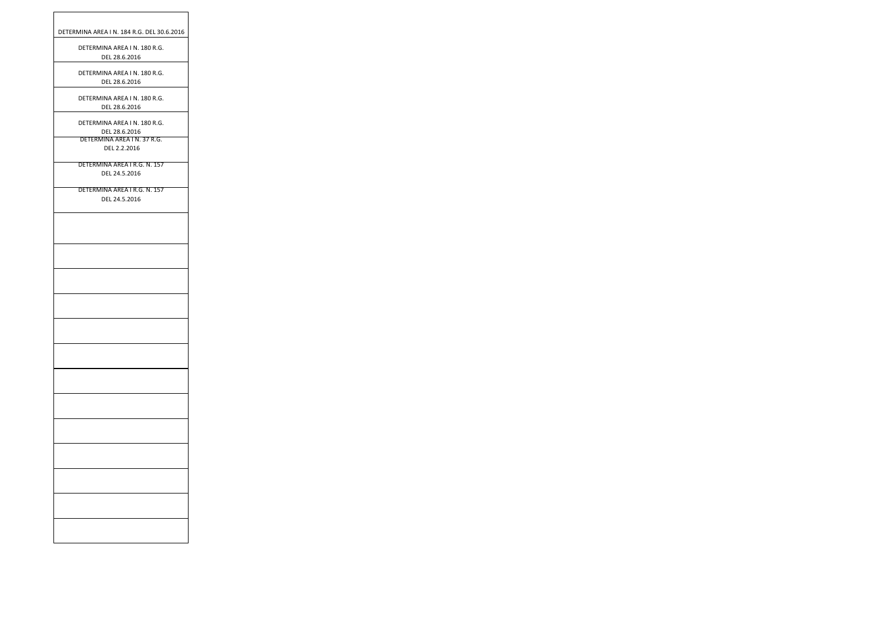| |
|---|
| DETERMINA AREA I N. 184 R.G. DEL 30.6.2016 |
| DETERMINA AREA I N. 180 R.G. DEL 28.6.2016 |
| DETERMINA AREA I N. 180 R.G. DEL 28.6.2016 |
| DETERMINA AREA I N. 180 R.G. DEL 28.6.2016 |
| DETERMINA AREA I N. 180 R.G. DEL 28.6.2016 |
| DETERMINA AREA I N. 37 R.G. DEL 2.2.2016 |
| DETERMINA AREA I R.G. N. 157 DEL 24.5.2016 |
| DETERMINA AREA I R.G. N. 157 DEL 24.5.2016 |
| |
| |
| |
| |
| |
| |
| |
| |
| |
| |
| |
| |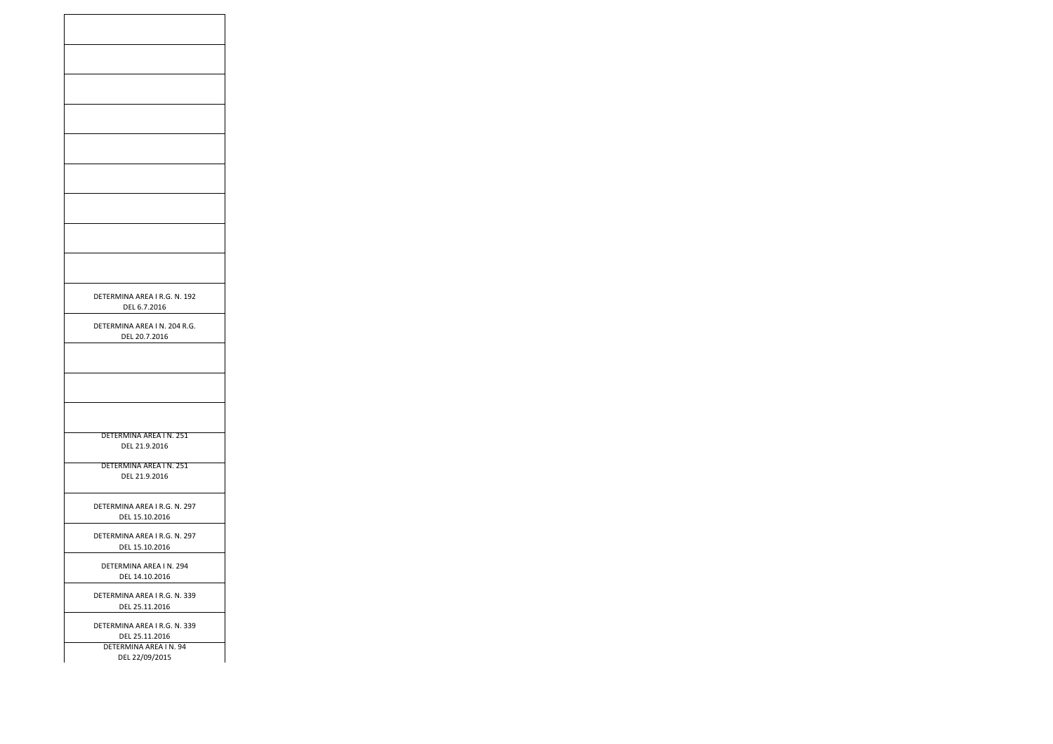| |
|---|
| |
| |
| |
| |
| |
| |
| |
| |
| DETERMINA AREA I R.G. N. 192 DEL 6.7.2016 |
| DETERMINA AREA I N. 204 R.G. DEL 20.7.2016 |
| |
| |
| |
| DETERMINA AREA I N. 251 DEL 21.9.2016 |
| DETERMINA AREA I N. 251 DEL 21.9.2016 |
| DETERMINA AREA I R.G. N. 297 DEL 15.10.2016 |
| DETERMINA AREA I R.G. N. 297 DEL 15.10.2016 |
| DETERMINA AREA I N. 294 DEL 14.10.2016 |
| DETERMINA AREA I R.G. N. 339 DEL 25.11.2016 |
| DETERMINA AREA I R.G. N. 339 DEL 25.11.2016 |
| DETERMINA AREA I N. 94 DEL 22/09/2015 |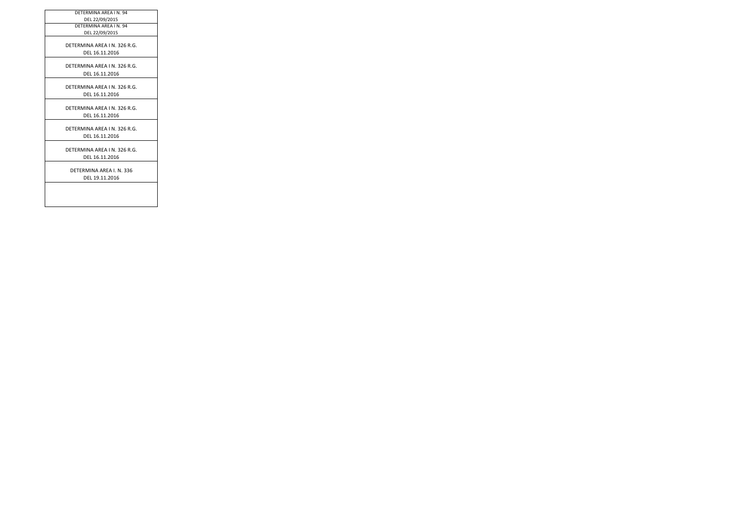| |
|---|
| DETERMINA AREA I N. 94 DEL 22/09/2015 |
| DETERMINA AREA I N. 94 DEL 22/09/2015 |
| DETERMINA AREA I N. 326 R.G. DEL 16.11.2016 |
| DETERMINA AREA I N. 326 R.G. DEL 16.11.2016 |
| DETERMINA AREA I N. 326 R.G. DEL 16.11.2016 |
| DETERMINA AREA I N. 326 R.G. DEL 16.11.2016 |
| DETERMINA AREA I N. 326 R.G. DEL 16.11.2016 |
| DETERMINA AREA I N. 326 R.G. DEL 16.11.2016 |
| DETERMINA AREA I. N. 336 DEL 19.11.2016 |
| |